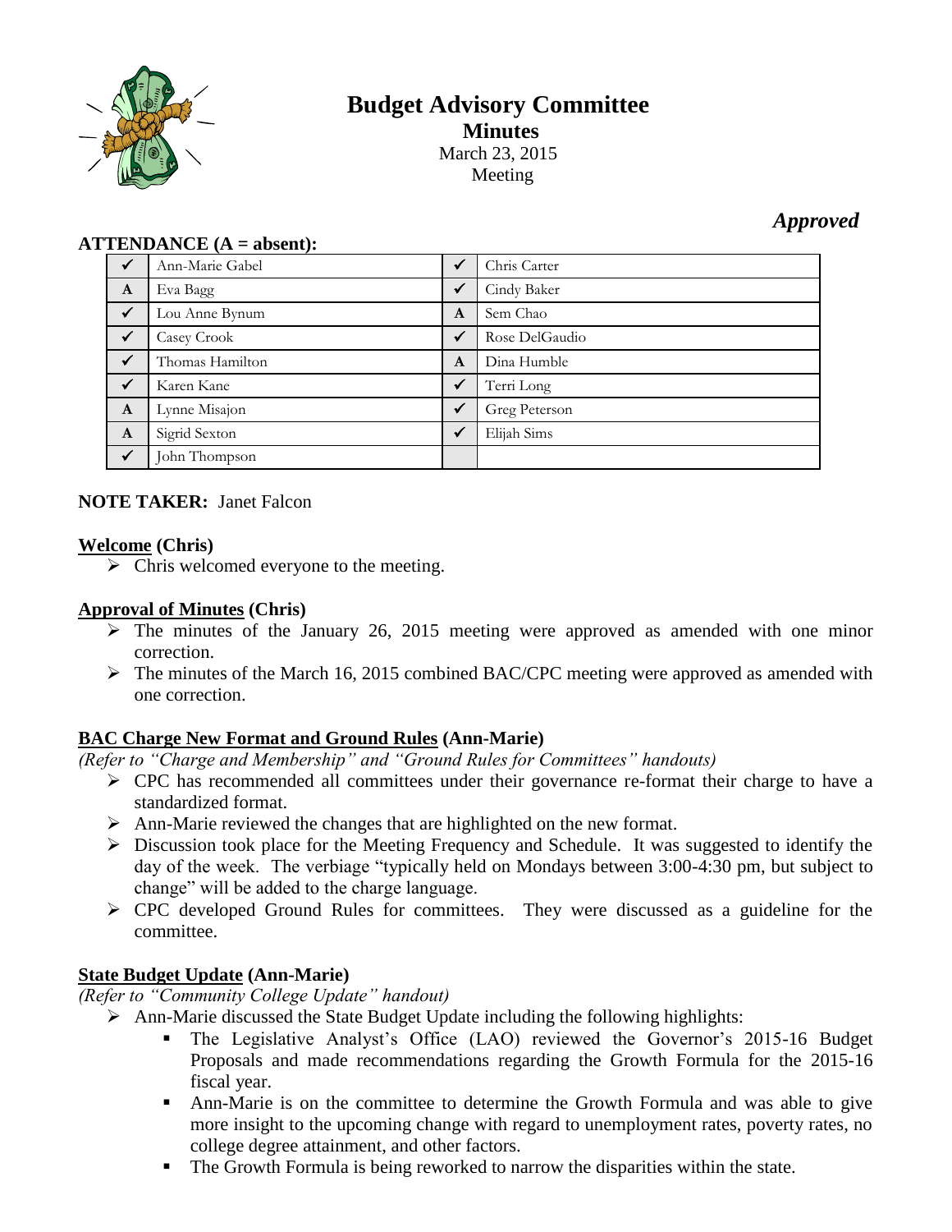# Budget Advisory Committee

## Minutes

March 23, 2015
Meeting

***Approved***

**ATTENDANCE (A = absent):**

| | | | |
|---|---|---|---|
| ✓ | Ann-Marie Gabel | ✓ | Chris Carter |
| A | Eva Bagg | ✓ | Cindy Baker |
| ✓ | Lou Anne Bynum | A | Sem Chao |
| ✓ | Casey Crook | ✓ | Rose DelGaudio |
| ✓ | Thomas Hamilton | A | Dina Humble |
| ✓ | Karen Kane | ✓ | Terri Long |
| A | Lynne Misajon | ✓ | Greg Peterson |
| A | Sigrid Sexton | ✓ | Elijah Sims |
| ✓ | John Thompson | | |

**NOTE TAKER:** Janet Falcon

**Welcome (Chris)**

- Chris welcomed everyone to the meeting.

**Approval of Minutes (Chris)**

- The minutes of the January 26, 2015 meeting were approved as amended with one minor correction.
- The minutes of the March 16, 2015 combined BAC/CPC meeting were approved as amended with one correction.

**BAC Charge New Format and Ground Rules (Ann-Marie)**

*(Refer to "Charge and Membership" and "Ground Rules for Committees" handouts)*

- CPC has recommended all committees under their governance re-format their charge to have a standardized format.
- Ann-Marie reviewed the changes that are highlighted on the new format.
- Discussion took place for the Meeting Frequency and Schedule. It was suggested to identify the day of the week. The verbiage "typically held on Mondays between 3:00-4:30 pm, but subject to change" will be added to the charge language.
- CPC developed Ground Rules for committees. They were discussed as a guideline for the committee.

**State Budget Update (Ann-Marie)**

*(Refer to "Community College Update" handout)*

- Ann-Marie discussed the State Budget Update including the following highlights:
  - The Legislative Analyst's Office (LAO) reviewed the Governor's 2015-16 Budget Proposals and made recommendations regarding the Growth Formula for the 2015-16 fiscal year.
  - Ann-Marie is on the committee to determine the Growth Formula and was able to give more insight to the upcoming change with regard to unemployment rates, poverty rates, no college degree attainment, and other factors.
  - The Growth Formula is being reworked to narrow the disparities within the state.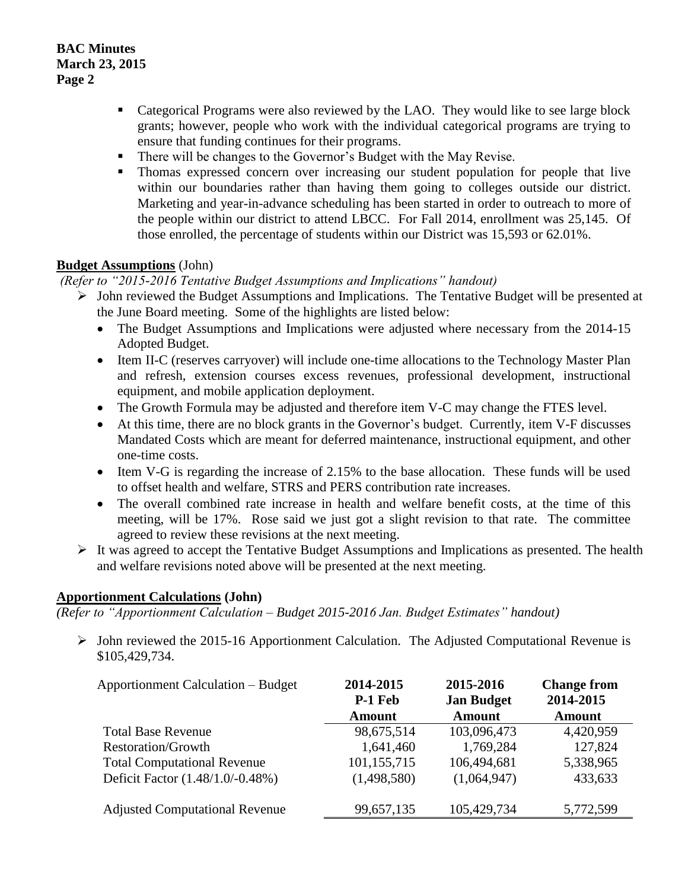- Categorical Programs were also reviewed by the LAO. They would like to see large block grants; however, people who work with the individual categorical programs are trying to ensure that funding continues for their programs.
- There will be changes to the Governor's Budget with the May Revise.
- Thomas expressed concern over increasing our student population for people that live within our boundaries rather than having them going to colleges outside our district. Marketing and year-in-advance scheduling has been started in order to outreach to more of the people within our district to attend LBCC. For Fall 2014, enrollment was 25,145. Of those enrolled, the percentage of students within our District was 15,593 or 62.01%.

## **Budget Assumptions** (John)

*(Refer to "2015-2016 Tentative Budget Assumptions and Implications" handout)*

- John reviewed the Budget Assumptions and Implications. The Tentative Budget will be presented at the June Board meeting. Some of the highlights are listed below:
  - The Budget Assumptions and Implications were adjusted where necessary from the 2014-15 Adopted Budget.
  - Item II-C (reserves carryover) will include one-time allocations to the Technology Master Plan and refresh, extension courses excess revenues, professional development, instructional equipment, and mobile application deployment.
  - The Growth Formula may be adjusted and therefore item V-C may change the FTES level.
  - At this time, there are no block grants in the Governor's budget. Currently, item V-F discusses Mandated Costs which are meant for deferred maintenance, instructional equipment, and other one-time costs.
  - Item V-G is regarding the increase of 2.15% to the base allocation. These funds will be used to offset health and welfare, STRS and PERS contribution rate increases.
  - The overall combined rate increase in health and welfare benefit costs, at the time of this meeting, will be 17%. Rose said we just got a slight revision to that rate. The committee agreed to review these revisions at the next meeting.
- It was agreed to accept the Tentative Budget Assumptions and Implications as presented. The health and welfare revisions noted above will be presented at the next meeting.

## **Apportionment Calculations (John)**

*(Refer to "Apportionment Calculation – Budget 2015-2016 Jan. Budget Estimates" handout)*

- John reviewed the 2015-16 Apportionment Calculation. The Adjusted Computational Revenue is $105,429,734.

| Apportionment Calculation – Budget | **2014-2015 P-1 Feb Amount** | **2015-2016 Jan Budget Amount** | **Change from 2014-2015 Amount** |
|---|---|---|---|
| Total Base Revenue | 98,675,514 | 103,096,473 | 4,420,959 |
| Restoration/Growth | 1,641,460 | 1,769,284 | 127,824 |
| Total Computational Revenue | 101,155,715 | 106,494,681 | 5,338,965 |
| Deficit Factor (1.48/1.0/-0.48%) | (1,498,580) | (1,064,947) | 433,633 |
| Adjusted Computational Revenue | 99,657,135 | 105,429,734 | 5,772,599 |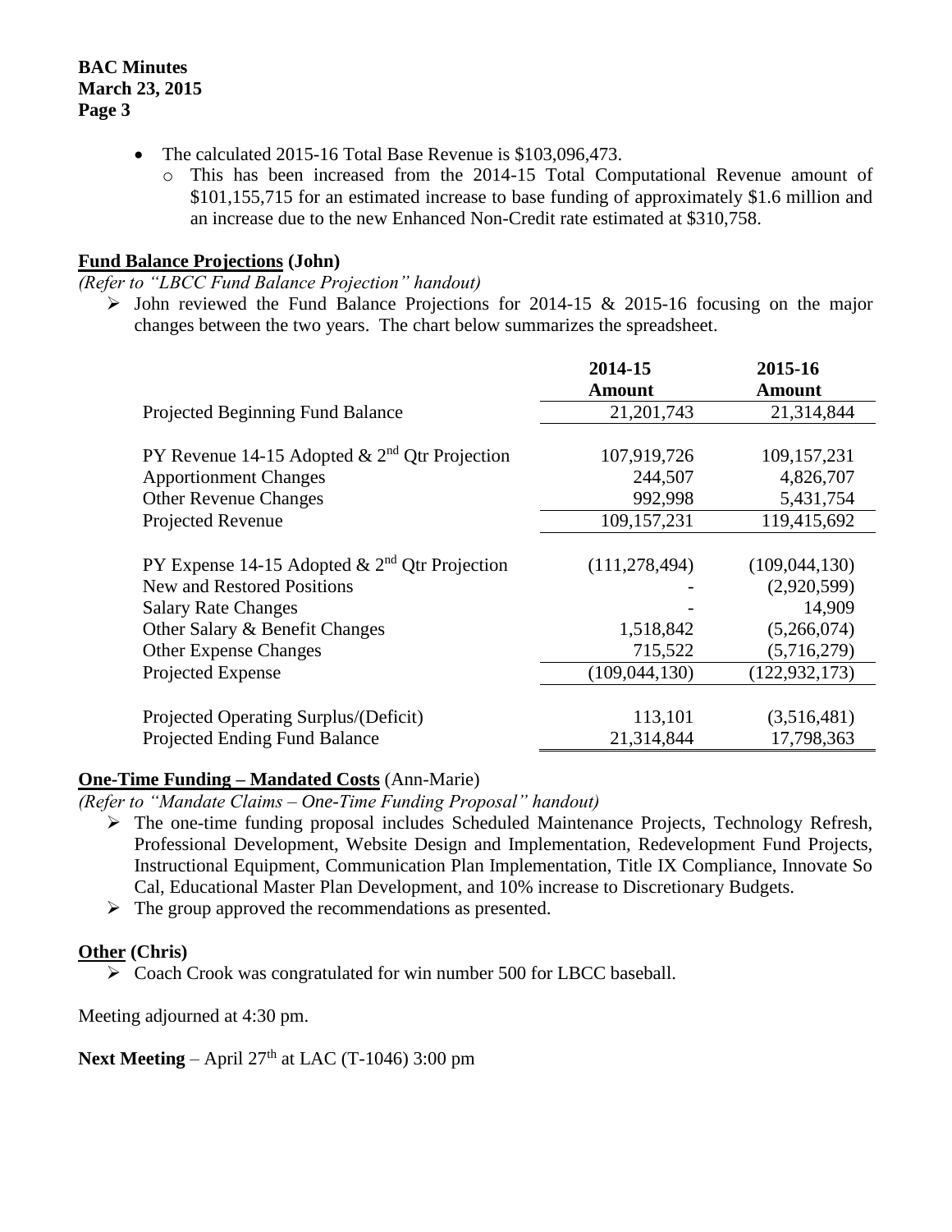- The calculated 2015-16 Total Base Revenue is \$103,096,473.
  - This has been increased from the 2014-15 Total Computational Revenue amount of \$101,155,715 for an estimated increase to base funding of approximately \$1.6 million and an increase due to the new Enhanced Non-Credit rate estimated at \$310,758.

**Fund Balance Projections (John)**

*(Refer to "LBCC Fund Balance Projection" handout)*

- John reviewed the Fund Balance Projections for 2014-15 & 2015-16 focusing on the major changes between the two years. The chart below summarizes the spreadsheet.

| | 2014-15 Amount | 2015-16 Amount |
|---|---|---|
| Projected Beginning Fund Balance | 21,201,743 | 21,314,844 |
| PY Revenue 14-15 Adopted & 2nd Qtr Projection | 107,919,726 | 109,157,231 |
| Apportionment Changes | 244,507 | 4,826,707 |
| Other Revenue Changes | 992,998 | 5,431,754 |
| Projected Revenue | 109,157,231 | 119,415,692 |
| PY Expense 14-15 Adopted & 2nd Qtr Projection | (111,278,494) | (109,044,130) |
| New and Restored Positions | - | (2,920,599) |
| Salary Rate Changes | - | 14,909 |
| Other Salary & Benefit Changes | 1,518,842 | (5,266,074) |
| Other Expense Changes | 715,522 | (5,716,279) |
| Projected Expense | (109,044,130) | (122,932,173) |
| Projected Operating Surplus/(Deficit) | 113,101 | (3,516,481) |
| Projected Ending Fund Balance | 21,314,844 | 17,798,363 |

**One-Time Funding – Mandated Costs** (Ann-Marie)

*(Refer to "Mandate Claims – One-Time Funding Proposal" handout)*

- The one-time funding proposal includes Scheduled Maintenance Projects, Technology Refresh, Professional Development, Website Design and Implementation, Redevelopment Fund Projects, Instructional Equipment, Communication Plan Implementation, Title IX Compliance, Innovate So Cal, Educational Master Plan Development, and 10% increase to Discretionary Budgets.
- The group approved the recommendations as presented.

**Other (Chris)**

- Coach Crook was congratulated for win number 500 for LBCC baseball.

Meeting adjourned at 4:30 pm.

**Next Meeting** – April 27th at LAC (T-1046) 3:00 pm